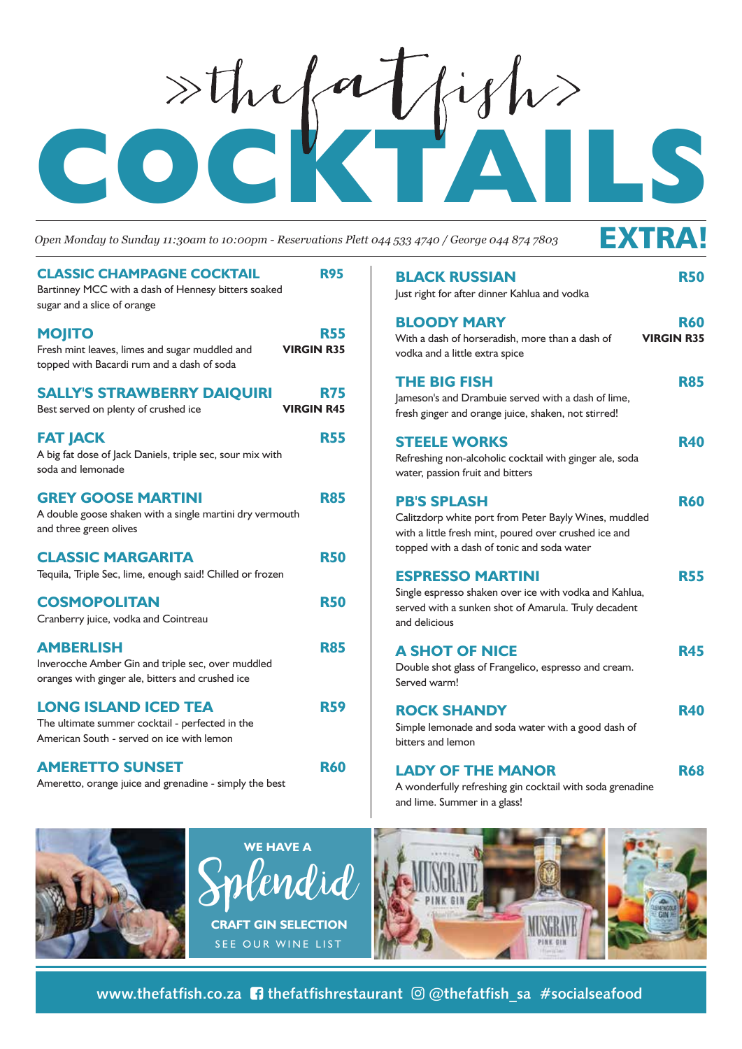# >thefatfish> COCKTAILS

*Open Monday to Sunday 11:30am to 10:00pm - Reservations Plett 044 533 4740 / George 044 874 7803*

**EXTRA!**

### CLASSIC CHAMPAGNE COCKTAIL — R95
Bartinney MCC with a dash of Hennesy bitters soaked sugar and a slice of orange

### MOJITO — R55 / VIRGIN R35
Fresh mint leaves, limes and sugar muddled and topped with Bacardi rum and a dash of soda

### SALLY'S STRAWBERRY DAIQUIRI — R75 / VIRGIN R45
Best served on plenty of crushed ice

### FAT JACK — R55
A big fat dose of Jack Daniels, triple sec, sour mix with soda and lemonade

### GREY GOOSE MARTINI — R85
A double goose shaken with a single martini dry vermouth and three green olives

### CLASSIC MARGARITA — R50
Tequila, Triple Sec, lime, enough said! Chilled or frozen

### COSMOPOLITAN — R50
Cranberry juice, vodka and Cointreau

### AMBERLISH — R85
Inverocche Amber Gin and triple sec, over muddled oranges with ginger ale, bitters and crushed ice

### LONG ISLAND ICED TEA — R59
The ultimate summer cocktail - perfected in the American South - served on ice with lemon

### AMERETTO SUNSET — R60
Ameretto, orange juice and grenadine - simply the best

### BLACK RUSSIAN — R50
Just right for after dinner Kahlua and vodka

### BLOODY MARY — R60 / VIRGIN R35
With a dash of horseradish, more than a dash of vodka and a little extra spice

### THE BIG FISH — R85
Jameson's and Drambuie served with a dash of lime, fresh ginger and orange juice, shaken, not stirred!

### STEELE WORKS — R40
Refreshing non-alcoholic cocktail with ginger ale, soda water, passion fruit and bitters

### PB'S SPLASH — R60
Calitzdorp white port from Peter Bayly Wines, muddled with a little fresh mint, poured over crushed ice and topped with a dash of tonic and soda water

### ESPRESSO MARTINI — R55
Single espresso shaken over ice with vodka and Kahlua, served with a sunken shot of Amarula. Truly decadent and delicious

### A SHOT OF NICE — R45
Double shot glass of Frangelico, espresso and cream. Served warm!

### ROCK SHANDY — R40
Simple lemonade and soda water with a good dash of bitters and lemon

### LADY OF THE MANOR — R68
A wonderfully refreshing gin cocktail with soda grenadine and lime. Summer in a glass!

**WE HAVE A *Splendid* CRAFT GIN SELECTION**
SEE OUR WINE LIST

www.thefatfish.co.za | thefatfishrestaurant | @thefatfish_sa | #socialseafood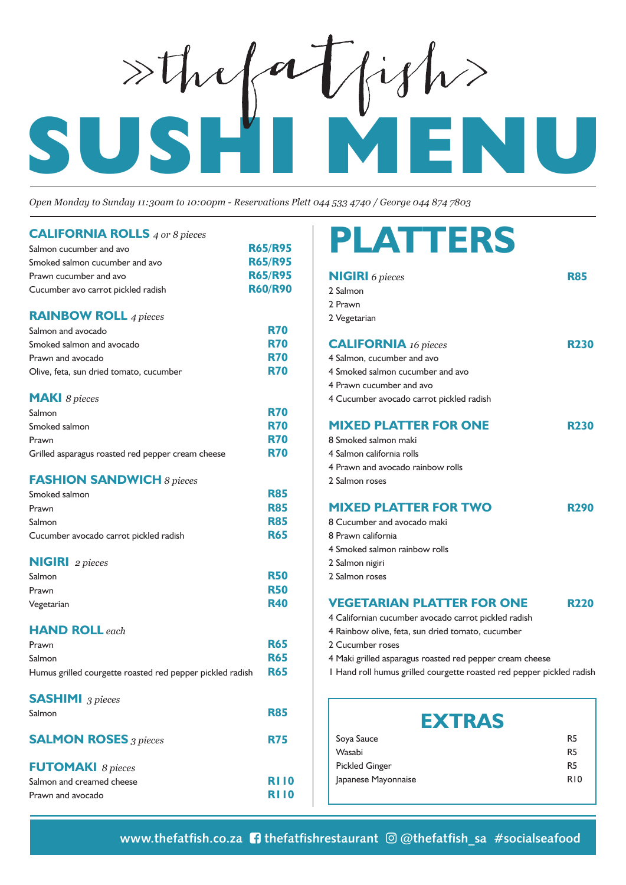# thefatfish

# SUSHI MENU

*Open Monday to Sunday 11:30am to 10:00pm - Reservations Plett 044 533 4740 / George 044 874 7803*

## CALIFORNIA ROLLS *4 or 8 pieces*

| | |
|---|---|
| Salmon cucumber and avo | R65/R95 |
| Smoked salmon cucumber and avo | R65/R95 |
| Prawn cucumber and avo | R65/R95 |
| Cucumber avo carrot pickled radish | R60/R90 |

## RAINBOW ROLL *4 pieces*

| | |
|---|---|
| Salmon and avocado | R70 |
| Smoked salmon and avocado | R70 |
| Prawn and avocado | R70 |
| Olive, feta, sun dried tomato, cucumber | R70 |

## MAKI *8 pieces*

| | |
|---|---|
| Salmon | R70 |
| Smoked salmon | R70 |
| Prawn | R70 |
| Grilled asparagus roasted red pepper cream cheese | R70 |

## FASHION SANDWICH *8 pieces*

| | |
|---|---|
| Smoked salmon | R85 |
| Prawn | R85 |
| Salmon | R85 |
| Cucumber avocado carrot pickled radish | R65 |

## NIGIRI *2 pieces*

| | |
|---|---|
| Salmon | R50 |
| Prawn | R50 |
| Vegetarian | R40 |

## HAND ROLL *each*

| | |
|---|---|
| Prawn | R65 |
| Salmon | R65 |
| Humus grilled courgette roasted red pepper pickled radish | R65 |

## SASHIMI *3 pieces*

| | |
|---|---|
| Salmon | R85 |

## SALMON ROSES *3 pieces* — R75

## FUTOMAKI *8 pieces*

| | |
|---|---|
| Salmon and creamed cheese | R110 |
| Prawn and avocado | R110 |

# PLATTERS

## NIGIRI *6 pieces* — R85

2 Salmon
2 Prawn
2 Vegetarian

## CALIFORNIA *16 pieces* — R230

4 Salmon, cucumber and avo
4 Smoked salmon cucumber and avo
4 Prawn cucumber and avo
4 Cucumber avocado carrot pickled radish

## MIXED PLATTER FOR ONE — R230

8 Smoked salmon maki
4 Salmon california rolls
4 Prawn and avocado rainbow rolls
2 Salmon roses

## MIXED PLATTER FOR TWO — R290

8 Cucumber and avocado maki
8 Prawn california
4 Smoked salmon rainbow rolls
2 Salmon nigiri
2 Salmon roses

## VEGETARIAN PLATTER FOR ONE — R220

4 Californian cucumber avocado carrot pickled radish
4 Rainbow olive, feta, sun dried tomato, cucumber
2 Cucumber roses
4 Maki grilled asparagus roasted red pepper cream cheese
1 Hand roll humus grilled courgette roasted red pepper pickled radish

## EXTRAS

| | |
|---|---|
| Soya Sauce | R5 |
| Wasabi | R5 |
| Pickled Ginger | R5 |
| Japanese Mayonnaise | R10 |

www.thefatfish.co.za thefatfishrestaurant @thefatfish_sa #socialseafood